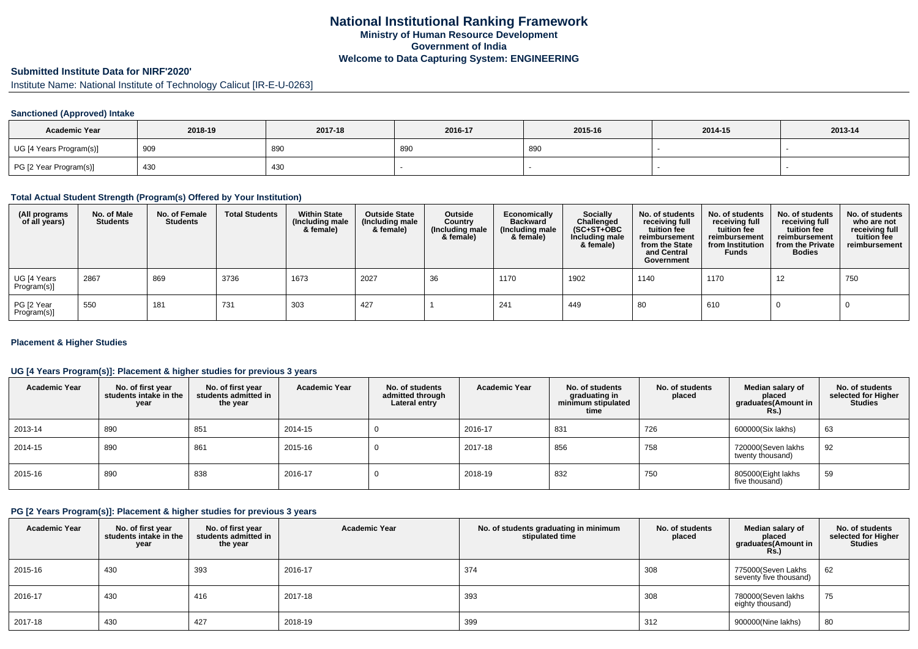# National Institutional Ranking Framework
## Ministry of Human Resource Development
## Government of India
## Welcome to Data Capturing System: ENGINEERING

### Submitted Institute Data for NIRF'2020'

Institute Name: National Institute of Technology Calicut [IR-E-U-0263]

#### Sanctioned (Approved) Intake

| Academic Year | 2018-19 | 2017-18 | 2016-17 | 2015-16 | 2014-15 | 2013-14 |
|---|---|---|---|---|---|---|
| UG [4 Years Program(s)] | 909 | 890 | 890 | 890 | - | - |
| PG [2 Year Program(s)] | 430 | 430 | - | - | - | - |

#### Total Actual Student Strength (Program(s) Offered by Your Institution)

| (All programs of all years) | No. of Male Students | No. of Female Students | Total Students | Within State (Including male & female) | Outside State (Including male & female) | Outside Country (Including male & female) | Economically Backward (Including male & female) | Socially Challenged (SC+ST+OBC Including male & female) | No. of students receiving full tuition fee reimbursement from the State and Central Government | No. of students receiving full tuition fee reimbursement from Institution Funds | No. of students receiving full tuition fee reimbursement from the Private Bodies | No. of students who are not receiving full tuition fee reimbursement |
|---|---|---|---|---|---|---|---|---|---|---|---|---|
| UG [4 Years Program(s)] | 2867 | 869 | 3736 | 1673 | 2027 | 36 | 1170 | 1902 | 1140 | 1170 | 12 | 750 |
| PG [2 Year Program(s)] | 550 | 181 | 731 | 303 | 427 | 1 | 241 | 449 | 80 | 610 | 0 | 0 |

#### Placement & Higher Studies

#### UG [4 Years Program(s)]: Placement & higher studies for previous 3 years

| Academic Year | No. of first year students intake in the year | No. of first year students admitted in the year | Academic Year | No. of students admitted through Lateral entry | Academic Year | No. of students graduating in minimum stipulated time | No. of students placed | Median salary of placed graduates(Amount in Rs.) | No. of students selected for Higher Studies |
|---|---|---|---|---|---|---|---|---|---|
| 2013-14 | 890 | 851 | 2014-15 | 0 | 2016-17 | 831 | 726 | 600000(Six lakhs) | 63 |
| 2014-15 | 890 | 861 | 2015-16 | 0 | 2017-18 | 856 | 758 | 720000(Seven lakhs twenty thousand) | 92 |
| 2015-16 | 890 | 838 | 2016-17 | 0 | 2018-19 | 832 | 750 | 805000(Eight lakhs five thousand) | 59 |

#### PG [2 Years Program(s)]: Placement & higher studies for previous 3 years

| Academic Year | No. of first year students intake in the year | No. of first year students admitted in the year | Academic Year | No. of students graduating in minimum stipulated time | No. of students placed | Median salary of placed graduates(Amount in Rs.) | No. of students selected for Higher Studies |
|---|---|---|---|---|---|---|---|
| 2015-16 | 430 | 393 | 2016-17 | 374 | 308 | 775000(Seven Lakhs seventy five thousand) | 62 |
| 2016-17 | 430 | 416 | 2017-18 | 393 | 308 | 780000(Seven lakhs eighty thousand) | 75 |
| 2017-18 | 430 | 427 | 2018-19 | 399 | 312 | 900000(Nine lakhs) | 80 |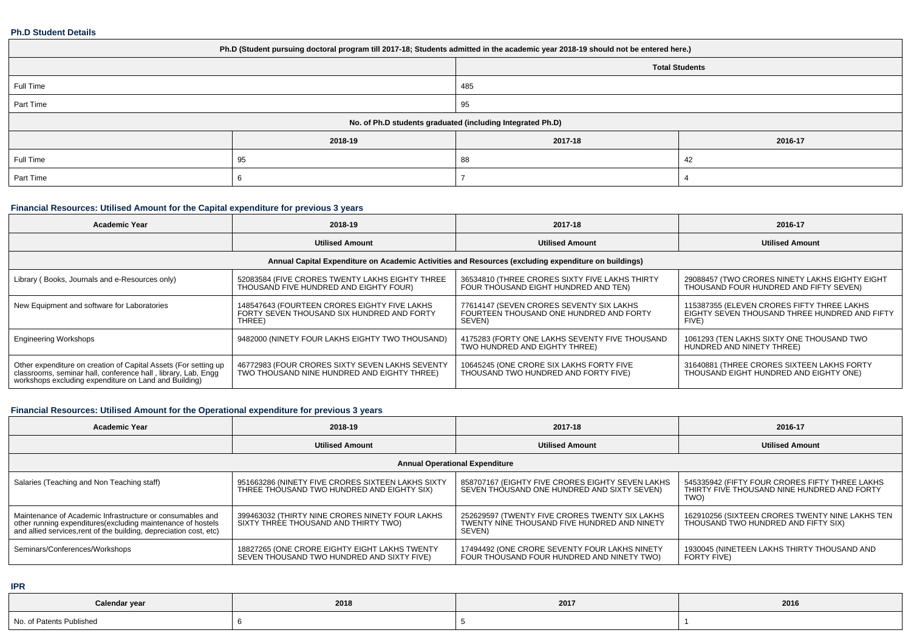**Ph.D Student Details**

| Ph.D (Student pursuing doctoral program till 2017-18; Students admitted in the academic year 2018-19 should not be entered here.) | |
|---|---|
| | **Total Students** |
| Full Time | 485 |
| Part Time | 95 |

| No. of Ph.D students graduated (including Integrated Ph.D) | | | |
|---|---|---|---|
| | **2018-19** | **2017-18** | **2016-17** |
| Full Time | 95 | 88 | 42 |
| Part Time | 6 | 7 | 4 |

## Financial Resources: Utilised Amount for the Capital expenditure for previous 3 years

| Academic Year | 2018-19 | 2017-18 | 2016-17 |
|---|---|---|---|
| | **Utilised Amount** | **Utilised Amount** | **Utilised Amount** |
| **Annual Capital Expenditure on Academic Activities and Resources (excluding expenditure on buildings)** | | | |
| Library ( Books, Journals and e-Resources only) | 52083584 (FIVE CRORES TWENTY LAKHS EIGHTY THREE THOUSAND FIVE HUNDRED AND EIGHTY FOUR) | 36534810 (THREE CRORES SIXTY FIVE LAKHS THIRTY FOUR THOUSAND EIGHT HUNDRED AND TEN) | 29088457 (TWO CRORES NINETY LAKHS EIGHTY EIGHT THOUSAND FOUR HUNDRED AND FIFTY SEVEN) |
| New Equipment and software for Laboratories | 148547643 (FOURTEEN CRORES EIGHTY FIVE LAKHS FORTY SEVEN THOUSAND SIX HUNDRED AND FORTY THREE) | 77614147 (SEVEN CRORES SEVENTY SIX LAKHS FOURTEEN THOUSAND ONE HUNDRED AND FORTY SEVEN) | 115387355 (ELEVEN CRORES FIFTY THREE LAKHS EIGHTY SEVEN THOUSAND THREE HUNDRED AND FIFTY FIVE) |
| Engineering Workshops | 9482000 (NINETY FOUR LAKHS EIGHTY TWO THOUSAND) | 4175283 (FORTY ONE LAKHS SEVENTY FIVE THOUSAND TWO HUNDRED AND EIGHTY THREE) | 1061293 (TEN LAKHS SIXTY ONE THOUSAND TWO HUNDRED AND NINETY THREE) |
| Other expenditure on creation of Capital Assets (For setting up classrooms, seminar hall, conference hall , library, Lab, Engg workshops excluding expenditure on Land and Building) | 46772983 (FOUR CRORES SIXTY SEVEN LAKHS SEVENTY TWO THOUSAND NINE HUNDRED AND EIGHTY THREE) | 10645245 (ONE CRORE SIX LAKHS FORTY FIVE THOUSAND TWO HUNDRED AND FORTY FIVE) | 31640881 (THREE CRORES SIXTEEN LAKHS FORTY THOUSAND EIGHT HUNDRED AND EIGHTY ONE) |

## Financial Resources: Utilised Amount for the Operational expenditure for previous 3 years

| Academic Year | 2018-19 | 2017-18 | 2016-17 |
|---|---|---|---|
| | **Utilised Amount** | **Utilised Amount** | **Utilised Amount** |
| **Annual Operational Expenditure** | | | |
| Salaries (Teaching and Non Teaching staff) | 951663286 (NINETY FIVE CRORES SIXTEEN LAKHS SIXTY THREE THOUSAND TWO HUNDRED AND EIGHTY SIX) | 858707167 (EIGHTY FIVE CRORES EIGHTY SEVEN LAKHS SEVEN THOUSAND ONE HUNDRED AND SIXTY SEVEN) | 545335942 (FIFTY FOUR CRORES FIFTY THREE LAKHS THIRTY FIVE THOUSAND NINE HUNDRED AND FORTY TWO) |
| Maintenance of Academic Infrastructure or consumables and other running expenditures(excluding maintenance of hostels and allied services,rent of the building, depreciation cost, etc) | 399463032 (THIRTY NINE CRORES NINETY FOUR LAKHS SIXTY THREE THOUSAND AND THIRTY TWO) | 252629597 (TWENTY FIVE CRORES TWENTY SIX LAKHS TWENTY NINE THOUSAND FIVE HUNDRED AND NINETY SEVEN) | 162910256 (SIXTEEN CRORES TWENTY NINE LAKHS TEN THOUSAND TWO HUNDRED AND FIFTY SIX) |
| Seminars/Conferences/Workshops | 18827265 (ONE CRORE EIGHTY EIGHT LAKHS TWENTY SEVEN THOUSAND TWO HUNDRED AND SIXTY FIVE) | 17494492 (ONE CRORE SEVENTY FOUR LAKHS NINETY FOUR THOUSAND FOUR HUNDRED AND NINETY TWO) | 1930045 (NINETEEN LAKHS THIRTY THOUSAND AND FORTY FIVE) |

## IPR

| Calendar year | 2018 | 2017 | 2016 |
|---|---|---|---|
| No. of Patents Published | 6 | 5 | 1 |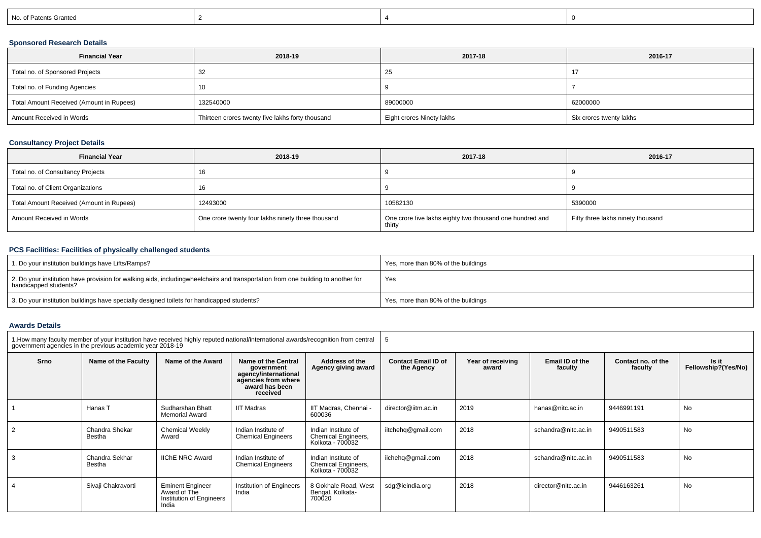| | | | |
|---|---|---|---|
| No. of Patents Granted | 2 | 4 | 0 |

### Sponsored Research Details

| Financial Year | 2018-19 | 2017-18 | 2016-17 |
|---|---|---|---|
| Total no. of Sponsored Projects | 32 | 25 | 17 |
| Total no. of Funding Agencies | 10 | 9 | 7 |
| Total Amount Received (Amount in Rupees) | 132540000 | 89000000 | 62000000 |
| Amount Received in Words | Thirteen crores twenty five lakhs forty thousand | Eight crores Ninety lakhs | Six crores twenty lakhs |

### Consultancy Project Details

| Financial Year | 2018-19 | 2017-18 | 2016-17 |
|---|---|---|---|
| Total no. of Consultancy Projects | 16 | 9 | 9 |
| Total no. of Client Organizations | 16 | 9 | 9 |
| Total Amount Received (Amount in Rupees) | 12493000 | 10582130 | 5390000 |
| Amount Received in Words | One crore twenty four lakhs ninety three thousand | One crore five lakhs eighty two thousand one hundred and thirty | Fifty three lakhs ninety thousand |

### PCS Facilities: Facilities of physically challenged students

| | |
|---|---|
| 1. Do your institution buildings have Lifts/Ramps? | Yes, more than 80% of the buildings |
| 2. Do your institution have provision for walking aids, includingwheelchairs and transportation from one building to another for handicapped students? | Yes |
| 3. Do your institution buildings have specially designed toilets for handicapped students? | Yes, more than 80% of the buildings |

### Awards Details

| 1.How many faculty member of your institution have received highly reputed national/international awards/recognition from central government agencies in the previous academic year 2018-19 | | | | | 5 | | | | |
|---|---|---|---|---|---|---|---|---|---|
| Srno | Name of the Faculty | Name of the Award | Name of the Central government agency/international agencies from where award has been received | Address of the Agency giving award | Contact Email ID of the Agency | Year of receiving award | Email ID of the faculty | Contact no. of the faculty | Is it Fellowship?(Yes/No) |
| 1 | Hanas T | Sudharshan Bhatt Memorial Award | IIT Madras | IIT Madras, Chennai - 600036 | director@iitm.ac.in | 2019 | hanas@nitc.ac.in | 9446991191 | No |
| 2 | Chandra Shekar Bestha | Chemical Weekly Award | Indian Institute of Chemical Engineers | Indian Institute of Chemical Engineers, Kolkota - 700032 | iitchehq@gmail.com | 2018 | schandra@nitc.ac.in | 9490511583 | No |
| 3 | Chandra Sekhar Bestha | IIChE NRC Award | Indian Institute of Chemical Engineers | Indian Institute of Chemical Engineers, Kolkota - 700032 | iichehq@gmail.com | 2018 | schandra@nitc.ac.in | 9490511583 | No |
| 4 | Sivaji Chakravorti | Eminent Engineer Award of The Institution of Engineers India | Institution of Engineers India | 8 Gokhale Road, West Bengal, Kolkata-700020 | sdg@ieindia.org | 2018 | director@nitc.ac.in | 9446163261 | No |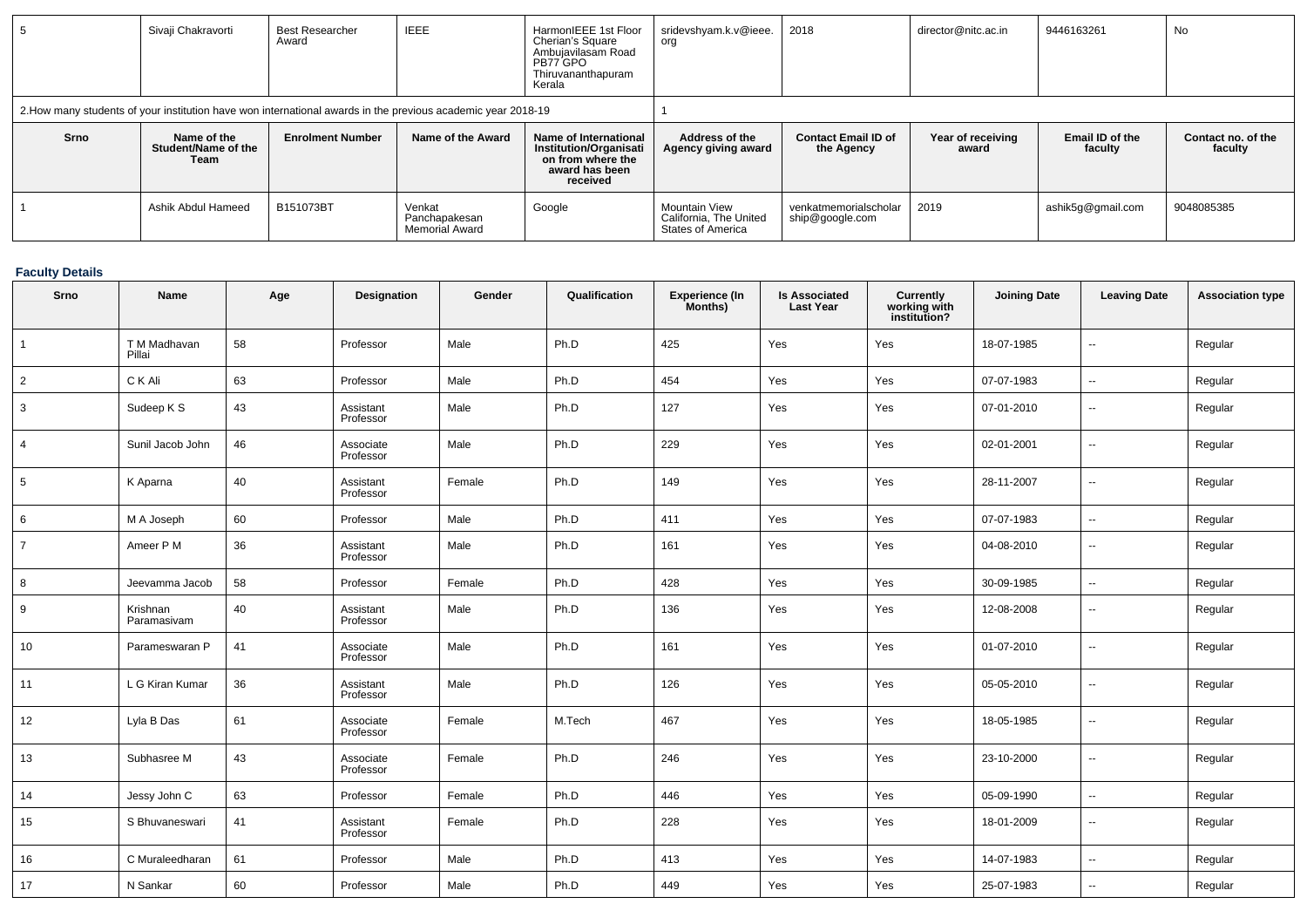| | | | | | | | | | |
|---|---|---|---|---|---|---|---|---|---|
| 5 | Sivaji Chakravorti | Best Researcher Award | IEEE | HarmonIEEE 1st Floor Cherian's Square Ambujavilasam Road PB77 GPO Thiruvananthapuram Kerala | sridevshyam.k.v@ieee.org | 2018 | director@nitc.ac.in | 9446163261 | No |

2.How many students of your institution have won international awards in the previous academic year 2018-19: 1

| Srno | Name of the Student/Name of the Team | Enrolment Number | Name of the Award | Name of International Institution/Organisation from where the award has been received | Address of the Agency giving award | Contact Email ID of the Agency | Year of receiving award | Email ID of the faculty | Contact no. of the faculty |
|---|---|---|---|---|---|---|---|---|---|
| 1 | Ashik Abdul Hameed | B151073BT | Venkat Panchapakesan Memorial Award | Google | Mountain View California, The United States of America | venkatmemorialscholarship@google.com | 2019 | ashik5g@gmail.com | 9048085385 |

**Faculty Details**

| Srno | Name | Age | Designation | Gender | Qualification | Experience (In Months) | Is Associated Last Year | Currently working with institution? | Joining Date | Leaving Date | Association type |
|---|---|---|---|---|---|---|---|---|---|---|---|
| 1 | T M Madhavan Pillai | 58 | Professor | Male | Ph.D | 425 | Yes | Yes | 18-07-1985 | -- | Regular |
| 2 | C K Ali | 63 | Professor | Male | Ph.D | 454 | Yes | Yes | 07-07-1983 | -- | Regular |
| 3 | Sudeep K S | 43 | Assistant Professor | Male | Ph.D | 127 | Yes | Yes | 07-01-2010 | -- | Regular |
| 4 | Sunil Jacob John | 46 | Associate Professor | Male | Ph.D | 229 | Yes | Yes | 02-01-2001 | -- | Regular |
| 5 | K Aparna | 40 | Assistant Professor | Female | Ph.D | 149 | Yes | Yes | 28-11-2007 | -- | Regular |
| 6 | M A Joseph | 60 | Professor | Male | Ph.D | 411 | Yes | Yes | 07-07-1983 | -- | Regular |
| 7 | Ameer P M | 36 | Assistant Professor | Male | Ph.D | 161 | Yes | Yes | 04-08-2010 | -- | Regular |
| 8 | Jeevamma Jacob | 58 | Professor | Female | Ph.D | 428 | Yes | Yes | 30-09-1985 | -- | Regular |
| 9 | Krishnan Paramasivam | 40 | Assistant Professor | Male | Ph.D | 136 | Yes | Yes | 12-08-2008 | -- | Regular |
| 10 | Parameswaran P | 41 | Associate Professor | Male | Ph.D | 161 | Yes | Yes | 01-07-2010 | -- | Regular |
| 11 | L G Kiran Kumar | 36 | Assistant Professor | Male | Ph.D | 126 | Yes | Yes | 05-05-2010 | -- | Regular |
| 12 | Lyla B Das | 61 | Associate Professor | Female | M.Tech | 467 | Yes | Yes | 18-05-1985 | -- | Regular |
| 13 | Subhasree M | 43 | Associate Professor | Female | Ph.D | 246 | Yes | Yes | 23-10-2000 | -- | Regular |
| 14 | Jessy John C | 63 | Professor | Female | Ph.D | 446 | Yes | Yes | 05-09-1990 | -- | Regular |
| 15 | S Bhuvaneswari | 41 | Assistant Professor | Female | Ph.D | 228 | Yes | Yes | 18-01-2009 | -- | Regular |
| 16 | C Muraleedharan | 61 | Professor | Male | Ph.D | 413 | Yes | Yes | 14-07-1983 | -- | Regular |
| 17 | N Sankar | 60 | Professor | Male | Ph.D | 449 | Yes | Yes | 25-07-1983 | -- | Regular |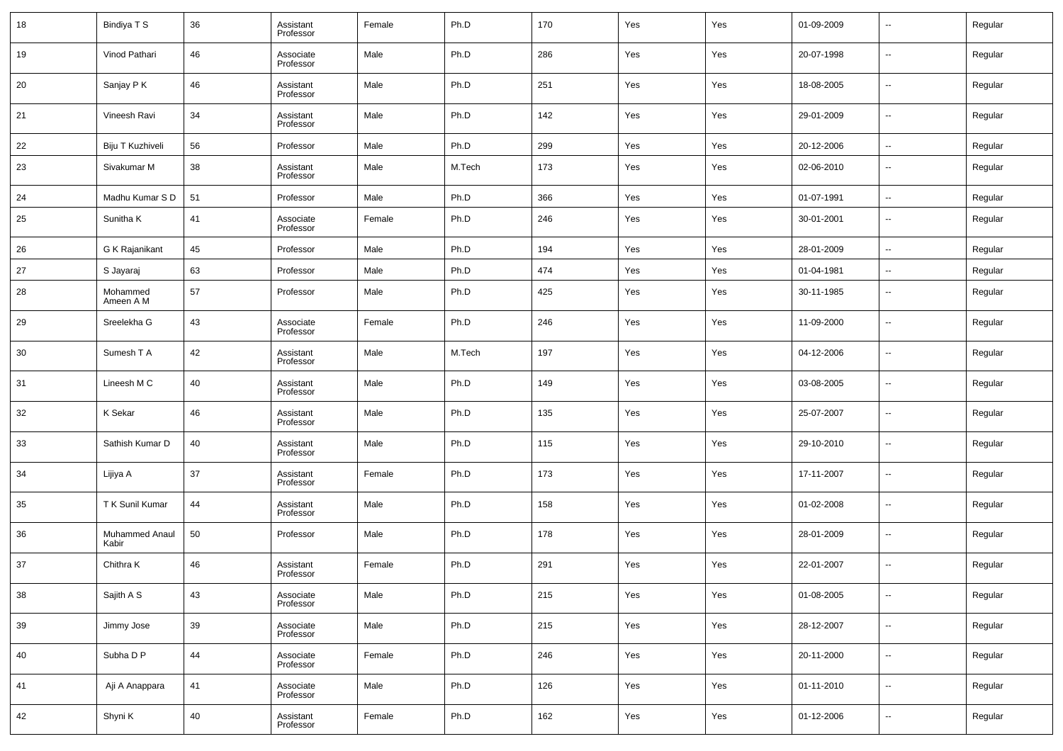| | | | | | | | | | | | |
|---|---|---|---|---|---|---|---|---|---|---|---|
| 18 | Bindiya T S | 36 | Assistant Professor | Female | Ph.D | 170 | Yes | Yes | 01-09-2009 | -- | Regular |
| 19 | Vinod Pathari | 46 | Associate Professor | Male | Ph.D | 286 | Yes | Yes | 20-07-1998 | -- | Regular |
| 20 | Sanjay P K | 46 | Assistant Professor | Male | Ph.D | 251 | Yes | Yes | 18-08-2005 | -- | Regular |
| 21 | Vineesh Ravi | 34 | Assistant Professor | Male | Ph.D | 142 | Yes | Yes | 29-01-2009 | -- | Regular |
| 22 | Biju T Kuzhiveli | 56 | Professor | Male | Ph.D | 299 | Yes | Yes | 20-12-2006 | -- | Regular |
| 23 | Sivakumar M | 38 | Assistant Professor | Male | M.Tech | 173 | Yes | Yes | 02-06-2010 | -- | Regular |
| 24 | Madhu Kumar S D | 51 | Professor | Male | Ph.D | 366 | Yes | Yes | 01-07-1991 | -- | Regular |
| 25 | Sunitha K | 41 | Associate Professor | Female | Ph.D | 246 | Yes | Yes | 30-01-2001 | -- | Regular |
| 26 | G K Rajanikant | 45 | Professor | Male | Ph.D | 194 | Yes | Yes | 28-01-2009 | -- | Regular |
| 27 | S Jayaraj | 63 | Professor | Male | Ph.D | 474 | Yes | Yes | 01-04-1981 | -- | Regular |
| 28 | Mohammed Ameen A M | 57 | Professor | Male | Ph.D | 425 | Yes | Yes | 30-11-1985 | -- | Regular |
| 29 | Sreelekha G | 43 | Associate Professor | Female | Ph.D | 246 | Yes | Yes | 11-09-2000 | -- | Regular |
| 30 | Sumesh T A | 42 | Assistant Professor | Male | M.Tech | 197 | Yes | Yes | 04-12-2006 | -- | Regular |
| 31 | Lineesh M C | 40 | Assistant Professor | Male | Ph.D | 149 | Yes | Yes | 03-08-2005 | -- | Regular |
| 32 | K Sekar | 46 | Assistant Professor | Male | Ph.D | 135 | Yes | Yes | 25-07-2007 | -- | Regular |
| 33 | Sathish Kumar D | 40 | Assistant Professor | Male | Ph.D | 115 | Yes | Yes | 29-10-2010 | -- | Regular |
| 34 | Lijiya A | 37 | Assistant Professor | Female | Ph.D | 173 | Yes | Yes | 17-11-2007 | -- | Regular |
| 35 | T K Sunil Kumar | 44 | Assistant Professor | Male | Ph.D | 158 | Yes | Yes | 01-02-2008 | -- | Regular |
| 36 | Muhammed Anaul Kabir | 50 | Professor | Male | Ph.D | 178 | Yes | Yes | 28-01-2009 | -- | Regular |
| 37 | Chithra K | 46 | Assistant Professor | Female | Ph.D | 291 | Yes | Yes | 22-01-2007 | -- | Regular |
| 38 | Sajith A S | 43 | Associate Professor | Male | Ph.D | 215 | Yes | Yes | 01-08-2005 | -- | Regular |
| 39 | Jimmy Jose | 39 | Associate Professor | Male | Ph.D | 215 | Yes | Yes | 28-12-2007 | -- | Regular |
| 40 | Subha D P | 44 | Associate Professor | Female | Ph.D | 246 | Yes | Yes | 20-11-2000 | -- | Regular |
| 41 | Aji A Anappara | 41 | Associate Professor | Male | Ph.D | 126 | Yes | Yes | 01-11-2010 | -- | Regular |
| 42 | Shyni K | 40 | Assistant Professor | Female | Ph.D | 162 | Yes | Yes | 01-12-2006 | -- | Regular |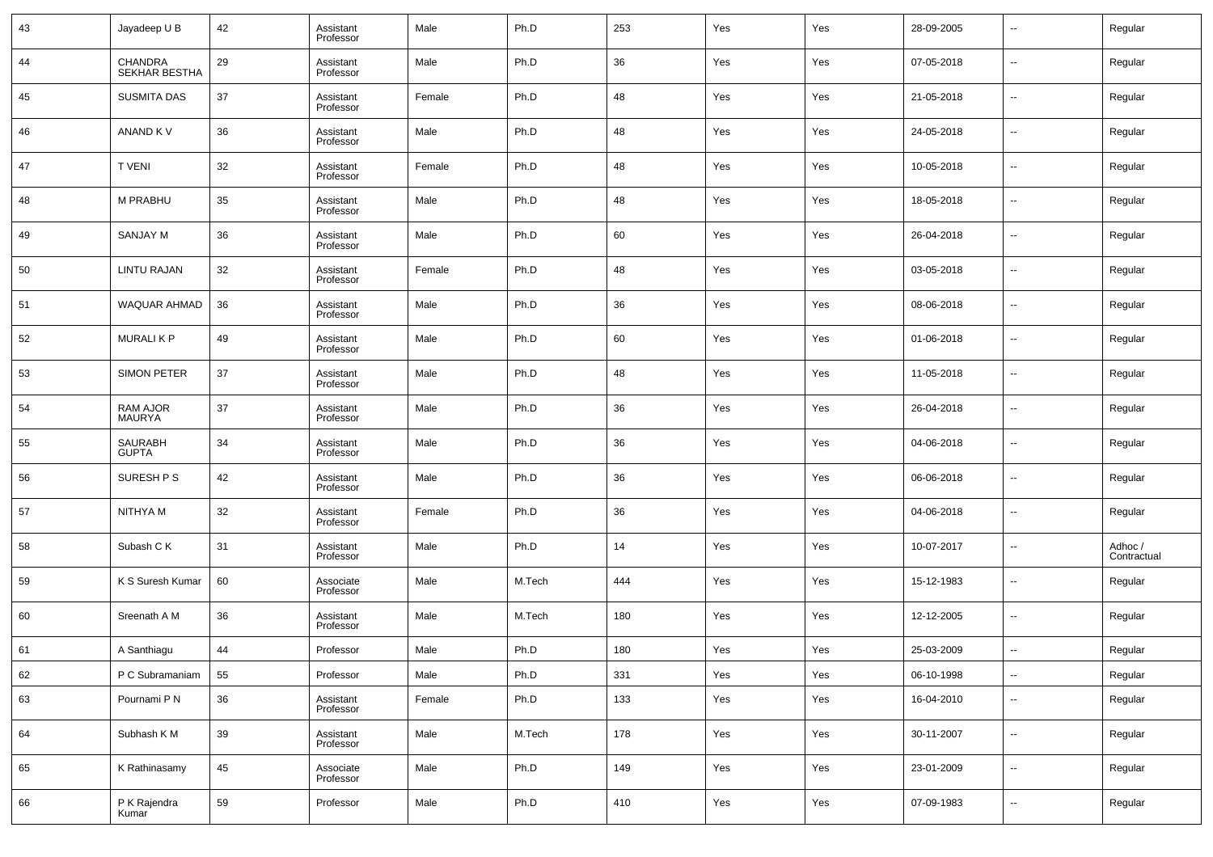| | | | | | | | | | | | |
|---|---|---|---|---|---|---|---|---|---|---|---|
| 43 | Jayadeep U B | 42 | Assistant Professor | Male | Ph.D | 253 | Yes | Yes | 28-09-2005 | -- | Regular |
| 44 | CHANDRA SEKHAR BESTHA | 29 | Assistant Professor | Male | Ph.D | 36 | Yes | Yes | 07-05-2018 | -- | Regular |
| 45 | SUSMITA DAS | 37 | Assistant Professor | Female | Ph.D | 48 | Yes | Yes | 21-05-2018 | -- | Regular |
| 46 | ANAND K V | 36 | Assistant Professor | Male | Ph.D | 48 | Yes | Yes | 24-05-2018 | -- | Regular |
| 47 | T VENI | 32 | Assistant Professor | Female | Ph.D | 48 | Yes | Yes | 10-05-2018 | -- | Regular |
| 48 | M PRABHU | 35 | Assistant Professor | Male | Ph.D | 48 | Yes | Yes | 18-05-2018 | -- | Regular |
| 49 | SANJAY M | 36 | Assistant Professor | Male | Ph.D | 60 | Yes | Yes | 26-04-2018 | -- | Regular |
| 50 | LINTU RAJAN | 32 | Assistant Professor | Female | Ph.D | 48 | Yes | Yes | 03-05-2018 | -- | Regular |
| 51 | WAQUAR AHMAD | 36 | Assistant Professor | Male | Ph.D | 36 | Yes | Yes | 08-06-2018 | -- | Regular |
| 52 | MURALI K P | 49 | Assistant Professor | Male | Ph.D | 60 | Yes | Yes | 01-06-2018 | -- | Regular |
| 53 | SIMON PETER | 37 | Assistant Professor | Male | Ph.D | 48 | Yes | Yes | 11-05-2018 | -- | Regular |
| 54 | RAM AJOR MAURYA | 37 | Assistant Professor | Male | Ph.D | 36 | Yes | Yes | 26-04-2018 | -- | Regular |
| 55 | SAURABH GUPTA | 34 | Assistant Professor | Male | Ph.D | 36 | Yes | Yes | 04-06-2018 | -- | Regular |
| 56 | SURESH P S | 42 | Assistant Professor | Male | Ph.D | 36 | Yes | Yes | 06-06-2018 | -- | Regular |
| 57 | NITHYA M | 32 | Assistant Professor | Female | Ph.D | 36 | Yes | Yes | 04-06-2018 | -- | Regular |
| 58 | Subash C K | 31 | Assistant Professor | Male | Ph.D | 14 | Yes | Yes | 10-07-2017 | -- | Adhoc / Contractual |
| 59 | K S Suresh Kumar | 60 | Associate Professor | Male | M.Tech | 444 | Yes | Yes | 15-12-1983 | -- | Regular |
| 60 | Sreenath A M | 36 | Assistant Professor | Male | M.Tech | 180 | Yes | Yes | 12-12-2005 | -- | Regular |
| 61 | A Santhiagu | 44 | Professor | Male | Ph.D | 180 | Yes | Yes | 25-03-2009 | -- | Regular |
| 62 | P C Subramaniam | 55 | Professor | Male | Ph.D | 331 | Yes | Yes | 06-10-1998 | -- | Regular |
| 63 | Pournami P N | 36 | Assistant Professor | Female | Ph.D | 133 | Yes | Yes | 16-04-2010 | -- | Regular |
| 64 | Subhash K M | 39 | Assistant Professor | Male | M.Tech | 178 | Yes | Yes | 30-11-2007 | -- | Regular |
| 65 | K Rathinasamy | 45 | Associate Professor | Male | Ph.D | 149 | Yes | Yes | 23-01-2009 | -- | Regular |
| 66 | P K Rajendra Kumar | 59 | Professor | Male | Ph.D | 410 | Yes | Yes | 07-09-1983 | -- | Regular |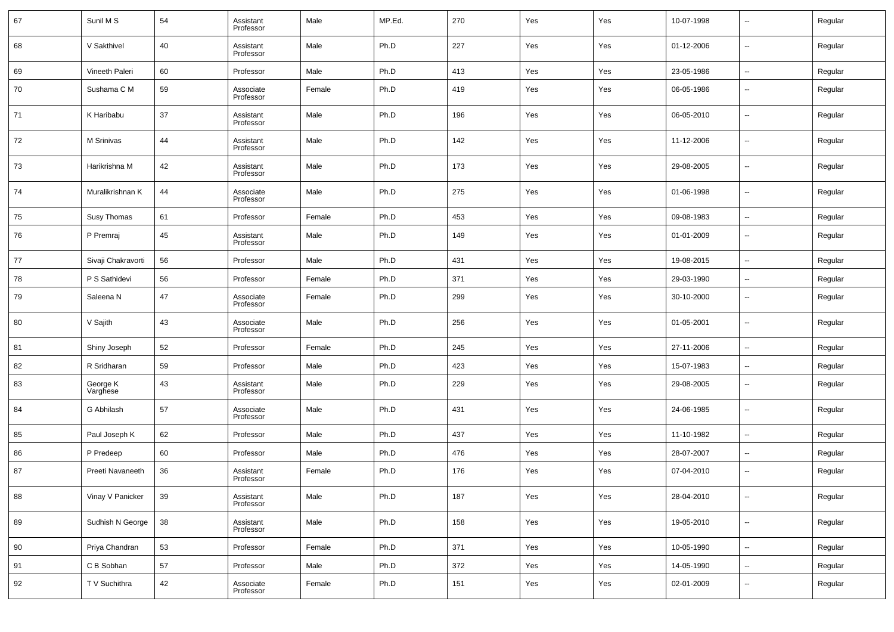| | | | | | | | | | | | |
|---|---|---|---|---|---|---|---|---|---|---|---|
| 67 | Sunil M S | 54 | Assistant Professor | Male | MP.Ed. | 270 | Yes | Yes | 10-07-1998 | -- | Regular |
| 68 | V Sakthivel | 40 | Assistant Professor | Male | Ph.D | 227 | Yes | Yes | 01-12-2006 | -- | Regular |
| 69 | Vineeth Paleri | 60 | Professor | Male | Ph.D | 413 | Yes | Yes | 23-05-1986 | -- | Regular |
| 70 | Sushama C M | 59 | Associate Professor | Female | Ph.D | 419 | Yes | Yes | 06-05-1986 | -- | Regular |
| 71 | K Haribabu | 37 | Assistant Professor | Male | Ph.D | 196 | Yes | Yes | 06-05-2010 | -- | Regular |
| 72 | M Srinivas | 44 | Assistant Professor | Male | Ph.D | 142 | Yes | Yes | 11-12-2006 | -- | Regular |
| 73 | Harikrishna M | 42 | Assistant Professor | Male | Ph.D | 173 | Yes | Yes | 29-08-2005 | -- | Regular |
| 74 | Muralikrishnan K | 44 | Associate Professor | Male | Ph.D | 275 | Yes | Yes | 01-06-1998 | -- | Regular |
| 75 | Susy Thomas | 61 | Professor | Female | Ph.D | 453 | Yes | Yes | 09-08-1983 | -- | Regular |
| 76 | P Premraj | 45 | Assistant Professor | Male | Ph.D | 149 | Yes | Yes | 01-01-2009 | -- | Regular |
| 77 | Sivaji Chakravorti | 56 | Professor | Male | Ph.D | 431 | Yes | Yes | 19-08-2015 | -- | Regular |
| 78 | P S Sathidevi | 56 | Professor | Female | Ph.D | 371 | Yes | Yes | 29-03-1990 | -- | Regular |
| 79 | Saleena N | 47 | Associate Professor | Female | Ph.D | 299 | Yes | Yes | 30-10-2000 | -- | Regular |
| 80 | V Sajith | 43 | Associate Professor | Male | Ph.D | 256 | Yes | Yes | 01-05-2001 | -- | Regular |
| 81 | Shiny Joseph | 52 | Professor | Female | Ph.D | 245 | Yes | Yes | 27-11-2006 | -- | Regular |
| 82 | R Sridharan | 59 | Professor | Male | Ph.D | 423 | Yes | Yes | 15-07-1983 | -- | Regular |
| 83 | George K Varghese | 43 | Assistant Professor | Male | Ph.D | 229 | Yes | Yes | 29-08-2005 | -- | Regular |
| 84 | G Abhilash | 57 | Associate Professor | Male | Ph.D | 431 | Yes | Yes | 24-06-1985 | -- | Regular |
| 85 | Paul Joseph K | 62 | Professor | Male | Ph.D | 437 | Yes | Yes | 11-10-1982 | -- | Regular |
| 86 | P Predeep | 60 | Professor | Male | Ph.D | 476 | Yes | Yes | 28-07-2007 | -- | Regular |
| 87 | Preeti Navaneeth | 36 | Assistant Professor | Female | Ph.D | 176 | Yes | Yes | 07-04-2010 | -- | Regular |
| 88 | Vinay V Panicker | 39 | Assistant Professor | Male | Ph.D | 187 | Yes | Yes | 28-04-2010 | -- | Regular |
| 89 | Sudhish N George | 38 | Assistant Professor | Male | Ph.D | 158 | Yes | Yes | 19-05-2010 | -- | Regular |
| 90 | Priya Chandran | 53 | Professor | Female | Ph.D | 371 | Yes | Yes | 10-05-1990 | -- | Regular |
| 91 | C B Sobhan | 57 | Professor | Male | Ph.D | 372 | Yes | Yes | 14-05-1990 | -- | Regular |
| 92 | T V Suchithra | 42 | Associate Professor | Female | Ph.D | 151 | Yes | Yes | 02-01-2009 | -- | Regular |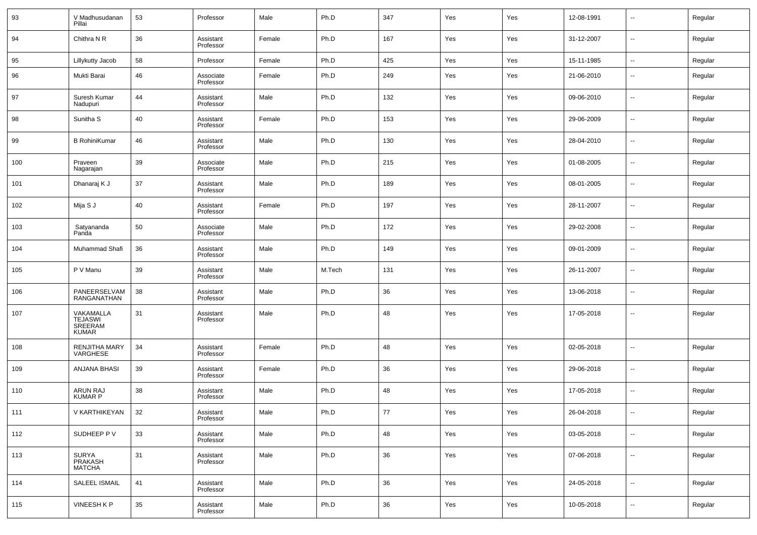| | | | | | | | | | | | |
|---|---|---|---|---|---|---|---|---|---|---|---|
| 93 | V Madhusudanan Pillai | 53 | Professor | Male | Ph.D | 347 | Yes | Yes | 12-08-1991 | -- | Regular |
| 94 | Chithra N R | 36 | Assistant Professor | Female | Ph.D | 167 | Yes | Yes | 31-12-2007 | -- | Regular |
| 95 | Lillykutty Jacob | 58 | Professor | Female | Ph.D | 425 | Yes | Yes | 15-11-1985 | -- | Regular |
| 96 | Mukti Barai | 46 | Associate Professor | Female | Ph.D | 249 | Yes | Yes | 21-06-2010 | -- | Regular |
| 97 | Suresh Kumar Nadupuri | 44 | Assistant Professor | Male | Ph.D | 132 | Yes | Yes | 09-06-2010 | -- | Regular |
| 98 | Sunitha S | 40 | Assistant Professor | Female | Ph.D | 153 | Yes | Yes | 29-06-2009 | -- | Regular |
| 99 | B RohiniKumar | 46 | Assistant Professor | Male | Ph.D | 130 | Yes | Yes | 28-04-2010 | -- | Regular |
| 100 | Praveen Nagarajan | 39 | Associate Professor | Male | Ph.D | 215 | Yes | Yes | 01-08-2005 | -- | Regular |
| 101 | Dhanaraj K J | 37 | Assistant Professor | Male | Ph.D | 189 | Yes | Yes | 08-01-2005 | -- | Regular |
| 102 | Mija S J | 40 | Assistant Professor | Female | Ph.D | 197 | Yes | Yes | 28-11-2007 | -- | Regular |
| 103 | Satyananda Panda | 50 | Associate Professor | Male | Ph.D | 172 | Yes | Yes | 29-02-2008 | -- | Regular |
| 104 | Muhammad Shafi | 36 | Assistant Professor | Male | Ph.D | 149 | Yes | Yes | 09-01-2009 | -- | Regular |
| 105 | P V Manu | 39 | Assistant Professor | Male | M.Tech | 131 | Yes | Yes | 26-11-2007 | -- | Regular |
| 106 | PANEERSELVAM RANGANATHAN | 38 | Assistant Professor | Male | Ph.D | 36 | Yes | Yes | 13-06-2018 | -- | Regular |
| 107 | VAKAMALLA TEJASWI SREERAM KUMAR | 31 | Assistant Professor | Male | Ph.D | 48 | Yes | Yes | 17-05-2018 | -- | Regular |
| 108 | RENJITHA MARY VARGHESE | 34 | Assistant Professor | Female | Ph.D | 48 | Yes | Yes | 02-05-2018 | -- | Regular |
| 109 | ANJANA BHASI | 39 | Assistant Professor | Female | Ph.D | 36 | Yes | Yes | 29-06-2018 | -- | Regular |
| 110 | ARUN RAJ KUMAR P | 38 | Assistant Professor | Male | Ph.D | 48 | Yes | Yes | 17-05-2018 | -- | Regular |
| 111 | V KARTHIKEYAN | 32 | Assistant Professor | Male | Ph.D | 77 | Yes | Yes | 26-04-2018 | -- | Regular |
| 112 | SUDHEEP P V | 33 | Assistant Professor | Male | Ph.D | 48 | Yes | Yes | 03-05-2018 | -- | Regular |
| 113 | SURYA PRAKASH MATCHA | 31 | Assistant Professor | Male | Ph.D | 36 | Yes | Yes | 07-06-2018 | -- | Regular |
| 114 | SALEEL ISMAIL | 41 | Assistant Professor | Male | Ph.D | 36 | Yes | Yes | 24-05-2018 | -- | Regular |
| 115 | VINEESH K P | 35 | Assistant Professor | Male | Ph.D | 36 | Yes | Yes | 10-05-2018 | -- | Regular |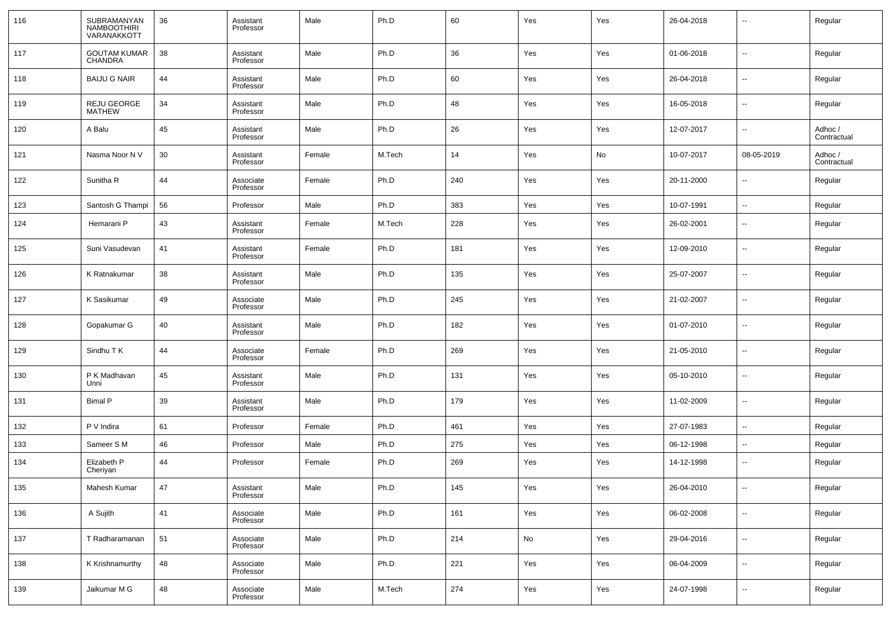| | | | | | | | | | | | |
|---|---|---|---|---|---|---|---|---|---|---|---|
| 116 | SUBRAMANYAN NAMBOOTHIRI VARANAKKOTT | 36 | Assistant Professor | Male | Ph.D | 60 | Yes | Yes | 26-04-2018 | -- | Regular |
| 117 | GOUTAM KUMAR CHANDRA | 38 | Assistant Professor | Male | Ph.D | 36 | Yes | Yes | 01-06-2018 | -- | Regular |
| 118 | BAIJU G NAIR | 44 | Assistant Professor | Male | Ph.D | 60 | Yes | Yes | 26-04-2018 | -- | Regular |
| 119 | REJU GEORGE MATHEW | 34 | Assistant Professor | Male | Ph.D | 48 | Yes | Yes | 16-05-2018 | -- | Regular |
| 120 | A Balu | 45 | Assistant Professor | Male | Ph.D | 26 | Yes | Yes | 12-07-2017 | -- | Adhoc / Contractual |
| 121 | Nasma Noor N V | 30 | Assistant Professor | Female | M.Tech | 14 | Yes | No | 10-07-2017 | 08-05-2019 | Adhoc / Contractual |
| 122 | Sunitha R | 44 | Associate Professor | Female | Ph.D | 240 | Yes | Yes | 20-11-2000 | -- | Regular |
| 123 | Santosh G Thampi | 56 | Professor | Male | Ph.D | 383 | Yes | Yes | 10-07-1991 | -- | Regular |
| 124 | Hemarani P | 43 | Assistant Professor | Female | M.Tech | 228 | Yes | Yes | 26-02-2001 | -- | Regular |
| 125 | Suni Vasudevan | 41 | Assistant Professor | Female | Ph.D | 181 | Yes | Yes | 12-09-2010 | -- | Regular |
| 126 | K Ratnakumar | 38 | Assistant Professor | Male | Ph.D | 135 | Yes | Yes | 25-07-2007 | -- | Regular |
| 127 | K Sasikumar | 49 | Associate Professor | Male | Ph.D | 245 | Yes | Yes | 21-02-2007 | -- | Regular |
| 128 | Gopakumar G | 40 | Assistant Professor | Male | Ph.D | 182 | Yes | Yes | 01-07-2010 | -- | Regular |
| 129 | Sindhu T K | 44 | Associate Professor | Female | Ph.D | 269 | Yes | Yes | 21-05-2010 | -- | Regular |
| 130 | P K Madhavan Unni | 45 | Assistant Professor | Male | Ph.D | 131 | Yes | Yes | 05-10-2010 | -- | Regular |
| 131 | Bimal P | 39 | Assistant Professor | Male | Ph.D | 179 | Yes | Yes | 11-02-2009 | -- | Regular |
| 132 | P V Indira | 61 | Professor | Female | Ph.D | 461 | Yes | Yes | 27-07-1983 | -- | Regular |
| 133 | Sameer S M | 46 | Professor | Male | Ph.D | 275 | Yes | Yes | 06-12-1998 | -- | Regular |
| 134 | Elizabeth P Cheriyan | 44 | Professor | Female | Ph.D | 269 | Yes | Yes | 14-12-1998 | -- | Regular |
| 135 | Mahesh Kumar | 47 | Assistant Professor | Male | Ph.D | 145 | Yes | Yes | 26-04-2010 | -- | Regular |
| 136 | A Sujith | 41 | Associate Professor | Male | Ph.D | 161 | Yes | Yes | 06-02-2008 | -- | Regular |
| 137 | T Radharamanan | 51 | Associate Professor | Male | Ph.D | 214 | No | Yes | 29-04-2016 | -- | Regular |
| 138 | K Krishnamurthy | 48 | Associate Professor | Male | Ph.D | 221 | Yes | Yes | 06-04-2009 | -- | Regular |
| 139 | Jaikumar M G | 48 | Associate Professor | Male | M.Tech | 274 | Yes | Yes | 24-07-1998 | -- | Regular |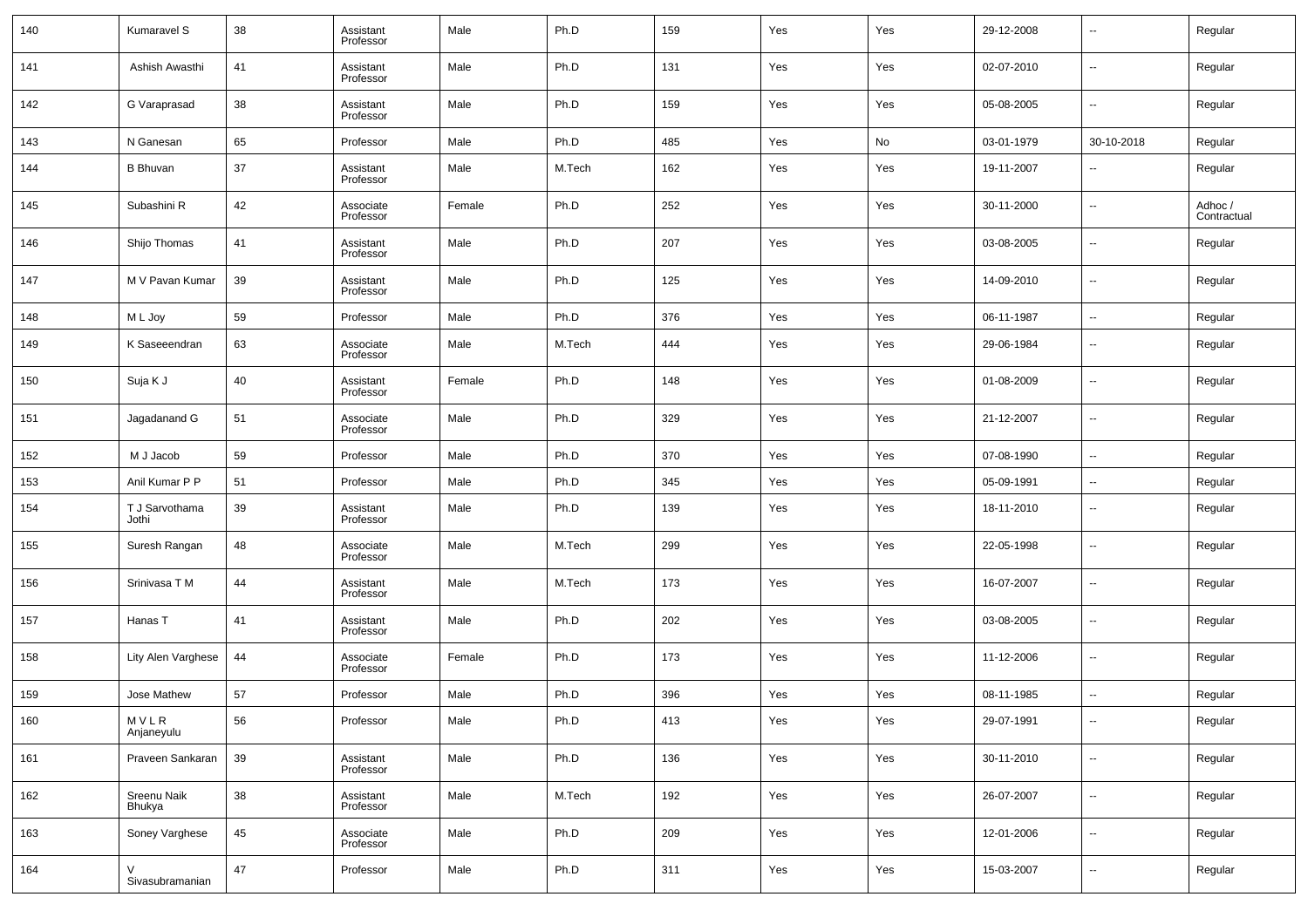| | | | | | | | | | | | |
|---|---|---|---|---|---|---|---|---|---|---|---|
| 140 | Kumaravel S | 38 | Assistant Professor | Male | Ph.D | 159 | Yes | Yes | 29-12-2008 | -- | Regular |
| 141 | Ashish Awasthi | 41 | Assistant Professor | Male | Ph.D | 131 | Yes | Yes | 02-07-2010 | -- | Regular |
| 142 | G Varaprasad | 38 | Assistant Professor | Male | Ph.D | 159 | Yes | Yes | 05-08-2005 | -- | Regular |
| 143 | N Ganesan | 65 | Professor | Male | Ph.D | 485 | Yes | No | 03-01-1979 | 30-10-2018 | Regular |
| 144 | B Bhuvan | 37 | Assistant Professor | Male | M.Tech | 162 | Yes | Yes | 19-11-2007 | -- | Regular |
| 145 | Subashini R | 42 | Associate Professor | Female | Ph.D | 252 | Yes | Yes | 30-11-2000 | -- | Adhoc / Contractual |
| 146 | Shijo Thomas | 41 | Assistant Professor | Male | Ph.D | 207 | Yes | Yes | 03-08-2005 | -- | Regular |
| 147 | M V Pavan Kumar | 39 | Assistant Professor | Male | Ph.D | 125 | Yes | Yes | 14-09-2010 | -- | Regular |
| 148 | M L Joy | 59 | Professor | Male | Ph.D | 376 | Yes | Yes | 06-11-1987 | -- | Regular |
| 149 | K Saseeendran | 63 | Associate Professor | Male | M.Tech | 444 | Yes | Yes | 29-06-1984 | -- | Regular |
| 150 | Suja K J | 40 | Assistant Professor | Female | Ph.D | 148 | Yes | Yes | 01-08-2009 | -- | Regular |
| 151 | Jagadanand G | 51 | Associate Professor | Male | Ph.D | 329 | Yes | Yes | 21-12-2007 | -- | Regular |
| 152 | M J Jacob | 59 | Professor | Male | Ph.D | 370 | Yes | Yes | 07-08-1990 | -- | Regular |
| 153 | Anil Kumar P P | 51 | Professor | Male | Ph.D | 345 | Yes | Yes | 05-09-1991 | -- | Regular |
| 154 | T J Sarvothama Jothi | 39 | Assistant Professor | Male | Ph.D | 139 | Yes | Yes | 18-11-2010 | -- | Regular |
| 155 | Suresh Rangan | 48 | Associate Professor | Male | M.Tech | 299 | Yes | Yes | 22-05-1998 | -- | Regular |
| 156 | Srinivasa T M | 44 | Assistant Professor | Male | M.Tech | 173 | Yes | Yes | 16-07-2007 | -- | Regular |
| 157 | Hanas T | 41 | Assistant Professor | Male | Ph.D | 202 | Yes | Yes | 03-08-2005 | -- | Regular |
| 158 | Lity Alen Varghese | 44 | Associate Professor | Female | Ph.D | 173 | Yes | Yes | 11-12-2006 | -- | Regular |
| 159 | Jose Mathew | 57 | Professor | Male | Ph.D | 396 | Yes | Yes | 08-11-1985 | -- | Regular |
| 160 | M V L R Anjaneyulu | 56 | Professor | Male | Ph.D | 413 | Yes | Yes | 29-07-1991 | -- | Regular |
| 161 | Praveen Sankaran | 39 | Assistant Professor | Male | Ph.D | 136 | Yes | Yes | 30-11-2010 | -- | Regular |
| 162 | Sreenu Naik Bhukya | 38 | Assistant Professor | Male | M.Tech | 192 | Yes | Yes | 26-07-2007 | -- | Regular |
| 163 | Soney Varghese | 45 | Associate Professor | Male | Ph.D | 209 | Yes | Yes | 12-01-2006 | -- | Regular |
| 164 | V Sivasubramanian | 47 | Professor | Male | Ph.D | 311 | Yes | Yes | 15-03-2007 | -- | Regular |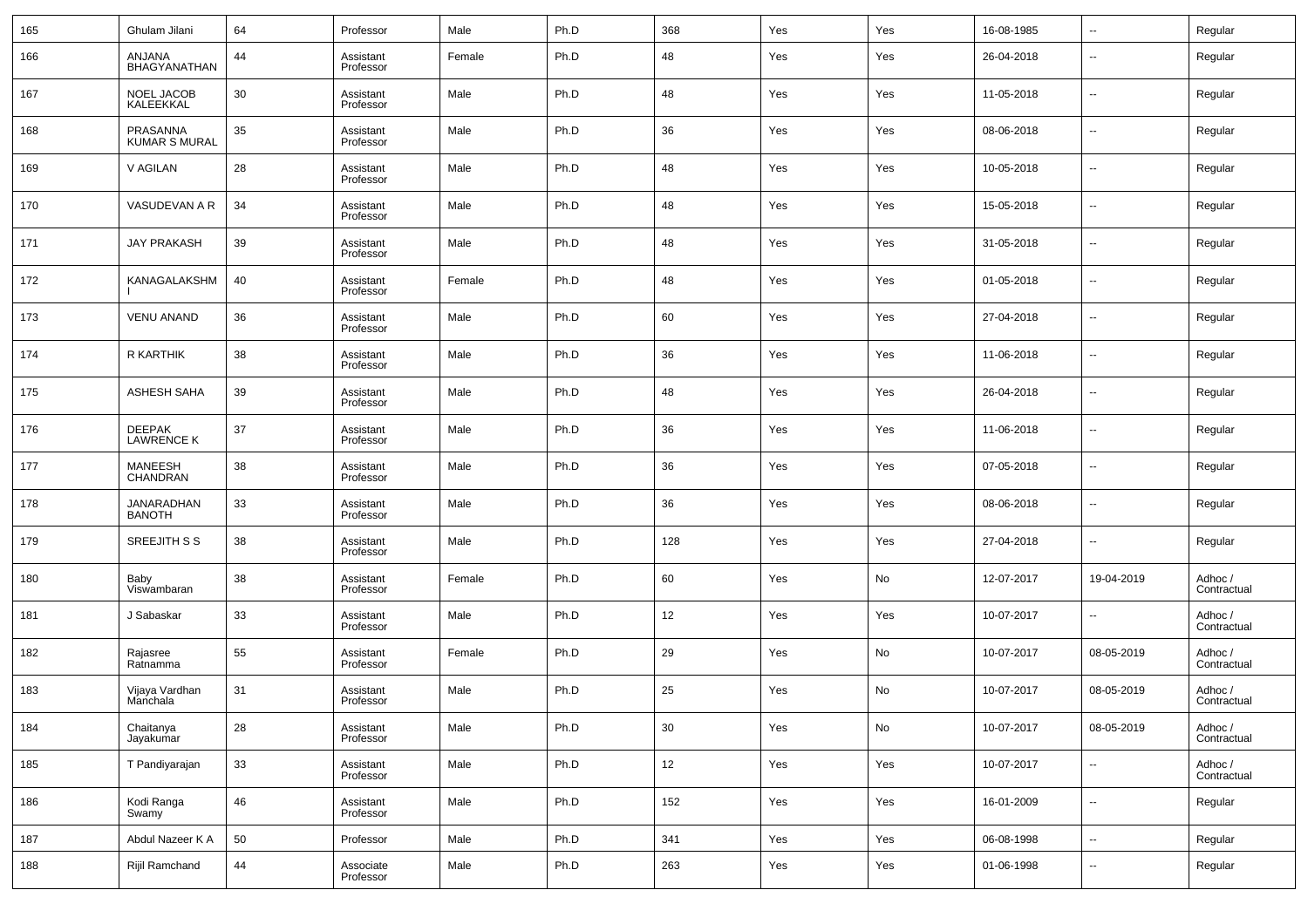| | | | | | | | | | | | |
|---|---|---|---|---|---|---|---|---|---|---|---|
| 165 | Ghulam Jilani | 64 | Professor | Male | Ph.D | 368 | Yes | Yes | 16-08-1985 | -- | Regular |
| 166 | ANJANA BHAGYANATHAN | 44 | Assistant Professor | Female | Ph.D | 48 | Yes | Yes | 26-04-2018 | -- | Regular |
| 167 | NOEL JACOB KALEEKKAL | 30 | Assistant Professor | Male | Ph.D | 48 | Yes | Yes | 11-05-2018 | -- | Regular |
| 168 | PRASANNA KUMAR S MURAL | 35 | Assistant Professor | Male | Ph.D | 36 | Yes | Yes | 08-06-2018 | -- | Regular |
| 169 | V AGILAN | 28 | Assistant Professor | Male | Ph.D | 48 | Yes | Yes | 10-05-2018 | -- | Regular |
| 170 | VASUDEVAN A R | 34 | Assistant Professor | Male | Ph.D | 48 | Yes | Yes | 15-05-2018 | -- | Regular |
| 171 | JAY PRAKASH | 39 | Assistant Professor | Male | Ph.D | 48 | Yes | Yes | 31-05-2018 | -- | Regular |
| 172 | KANAGALAKSHMI | 40 | Assistant Professor | Female | Ph.D | 48 | Yes | Yes | 01-05-2018 | -- | Regular |
| 173 | VENU ANAND | 36 | Assistant Professor | Male | Ph.D | 60 | Yes | Yes | 27-04-2018 | -- | Regular |
| 174 | R KARTHIK | 38 | Assistant Professor | Male | Ph.D | 36 | Yes | Yes | 11-06-2018 | -- | Regular |
| 175 | ASHESH SAHA | 39 | Assistant Professor | Male | Ph.D | 48 | Yes | Yes | 26-04-2018 | -- | Regular |
| 176 | DEEPAK LAWRENCE K | 37 | Assistant Professor | Male | Ph.D | 36 | Yes | Yes | 11-06-2018 | -- | Regular |
| 177 | MANEESH CHANDRAN | 38 | Assistant Professor | Male | Ph.D | 36 | Yes | Yes | 07-05-2018 | -- | Regular |
| 178 | JANARADHAN BANOTH | 33 | Assistant Professor | Male | Ph.D | 36 | Yes | Yes | 08-06-2018 | -- | Regular |
| 179 | SREEJITH S S | 38 | Assistant Professor | Male | Ph.D | 128 | Yes | Yes | 27-04-2018 | -- | Regular |
| 180 | Baby Viswambaran | 38 | Assistant Professor | Female | Ph.D | 60 | Yes | No | 12-07-2017 | 19-04-2019 | Adhoc / Contractual |
| 181 | J Sabaskar | 33 | Assistant Professor | Male | Ph.D | 12 | Yes | Yes | 10-07-2017 | -- | Adhoc / Contractual |
| 182 | Rajasree Ratnamma | 55 | Assistant Professor | Female | Ph.D | 29 | Yes | No | 10-07-2017 | 08-05-2019 | Adhoc / Contractual |
| 183 | Vijaya Vardhan Manchala | 31 | Assistant Professor | Male | Ph.D | 25 | Yes | No | 10-07-2017 | 08-05-2019 | Adhoc / Contractual |
| 184 | Chaitanya Jayakumar | 28 | Assistant Professor | Male | Ph.D | 30 | Yes | No | 10-07-2017 | 08-05-2019 | Adhoc / Contractual |
| 185 | T Pandiyarajan | 33 | Assistant Professor | Male | Ph.D | 12 | Yes | Yes | 10-07-2017 | -- | Adhoc / Contractual |
| 186 | Kodi Ranga Swamy | 46 | Assistant Professor | Male | Ph.D | 152 | Yes | Yes | 16-01-2009 | -- | Regular |
| 187 | Abdul Nazeer K A | 50 | Professor | Male | Ph.D | 341 | Yes | Yes | 06-08-1998 | -- | Regular |
| 188 | Rijil Ramchand | 44 | Associate Professor | Male | Ph.D | 263 | Yes | Yes | 01-06-1998 | -- | Regular |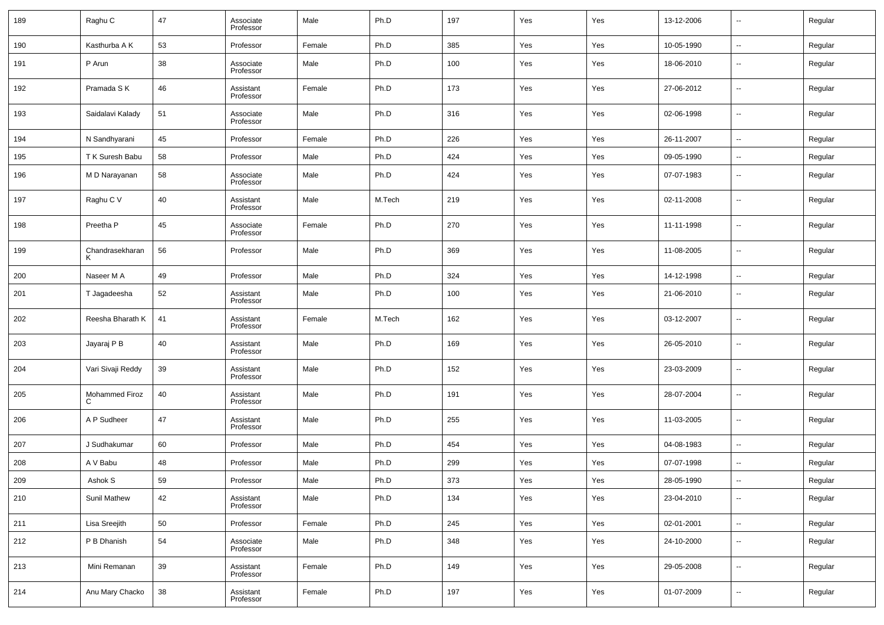| | | | | | | | | | | | |
|---|---|---|---|---|---|---|---|---|---|---|---|
| 189 | Raghu C | 47 | Associate Professor | Male | Ph.D | 197 | Yes | Yes | 13-12-2006 | -- | Regular |
| 190 | Kasthurba A K | 53 | Professor | Female | Ph.D | 385 | Yes | Yes | 10-05-1990 | -- | Regular |
| 191 | P Arun | 38 | Associate Professor | Male | Ph.D | 100 | Yes | Yes | 18-06-2010 | -- | Regular |
| 192 | Pramada S K | 46 | Assistant Professor | Female | Ph.D | 173 | Yes | Yes | 27-06-2012 | -- | Regular |
| 193 | Saidalavi Kalady | 51 | Associate Professor | Male | Ph.D | 316 | Yes | Yes | 02-06-1998 | -- | Regular |
| 194 | N Sandhyarani | 45 | Professor | Female | Ph.D | 226 | Yes | Yes | 26-11-2007 | -- | Regular |
| 195 | T K Suresh Babu | 58 | Professor | Male | Ph.D | 424 | Yes | Yes | 09-05-1990 | -- | Regular |
| 196 | M D Narayanan | 58 | Associate Professor | Male | Ph.D | 424 | Yes | Yes | 07-07-1983 | -- | Regular |
| 197 | Raghu C V | 40 | Assistant Professor | Male | M.Tech | 219 | Yes | Yes | 02-11-2008 | -- | Regular |
| 198 | Preetha P | 45 | Associate Professor | Female | Ph.D | 270 | Yes | Yes | 11-11-1998 | -- | Regular |
| 199 | Chandrasekharan K | 56 | Professor | Male | Ph.D | 369 | Yes | Yes | 11-08-2005 | -- | Regular |
| 200 | Naseer M A | 49 | Professor | Male | Ph.D | 324 | Yes | Yes | 14-12-1998 | -- | Regular |
| 201 | T Jagadeesha | 52 | Assistant Professor | Male | Ph.D | 100 | Yes | Yes | 21-06-2010 | -- | Regular |
| 202 | Reesha Bharath K | 41 | Assistant Professor | Female | M.Tech | 162 | Yes | Yes | 03-12-2007 | -- | Regular |
| 203 | Jayaraj P B | 40 | Assistant Professor | Male | Ph.D | 169 | Yes | Yes | 26-05-2010 | -- | Regular |
| 204 | Vari Sivaji Reddy | 39 | Assistant Professor | Male | Ph.D | 152 | Yes | Yes | 23-03-2009 | -- | Regular |
| 205 | Mohammed Firoz C | 40 | Assistant Professor | Male | Ph.D | 191 | Yes | Yes | 28-07-2004 | -- | Regular |
| 206 | A P Sudheer | 47 | Assistant Professor | Male | Ph.D | 255 | Yes | Yes | 11-03-2005 | -- | Regular |
| 207 | J Sudhakumar | 60 | Professor | Male | Ph.D | 454 | Yes | Yes | 04-08-1983 | -- | Regular |
| 208 | A V Babu | 48 | Professor | Male | Ph.D | 299 | Yes | Yes | 07-07-1998 | -- | Regular |
| 209 | Ashok S | 59 | Professor | Male | Ph.D | 373 | Yes | Yes | 28-05-1990 | -- | Regular |
| 210 | Sunil Mathew | 42 | Assistant Professor | Male | Ph.D | 134 | Yes | Yes | 23-04-2010 | -- | Regular |
| 211 | Lisa Sreejith | 50 | Professor | Female | Ph.D | 245 | Yes | Yes | 02-01-2001 | -- | Regular |
| 212 | P B Dhanish | 54 | Associate Professor | Male | Ph.D | 348 | Yes | Yes | 24-10-2000 | -- | Regular |
| 213 | Mini Remanan | 39 | Assistant Professor | Female | Ph.D | 149 | Yes | Yes | 29-05-2008 | -- | Regular |
| 214 | Anu Mary Chacko | 38 | Assistant Professor | Female | Ph.D | 197 | Yes | Yes | 01-07-2009 | -- | Regular |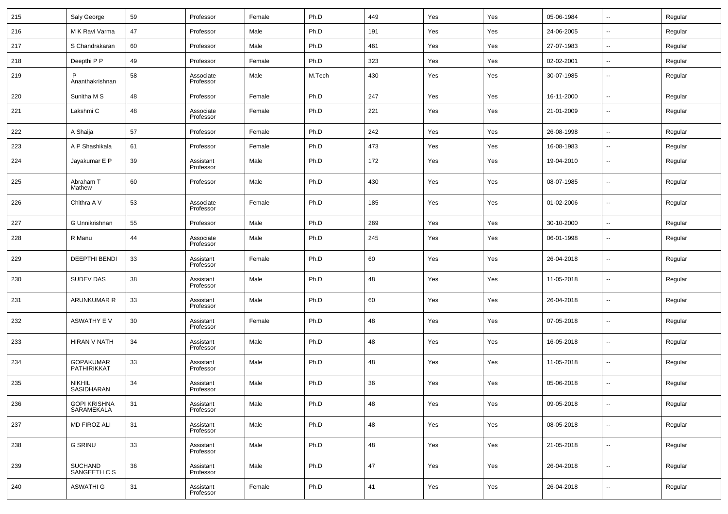| | | | | | | | | | | | |
|---|---|---|---|---|---|---|---|---|---|---|---|
| 215 | Saly George | 59 | Professor | Female | Ph.D | 449 | Yes | Yes | 05-06-1984 | -- | Regular |
| 216 | M K Ravi Varma | 47 | Professor | Male | Ph.D | 191 | Yes | Yes | 24-06-2005 | -- | Regular |
| 217 | S Chandrakaran | 60 | Professor | Male | Ph.D | 461 | Yes | Yes | 27-07-1983 | -- | Regular |
| 218 | Deepthi P P | 49 | Professor | Female | Ph.D | 323 | Yes | Yes | 02-02-2001 | -- | Regular |
| 219 | P Ananthakrishnan | 58 | Associate Professor | Male | M.Tech | 430 | Yes | Yes | 30-07-1985 | -- | Regular |
| 220 | Sunitha M S | 48 | Professor | Female | Ph.D | 247 | Yes | Yes | 16-11-2000 | -- | Regular |
| 221 | Lakshmi C | 48 | Associate Professor | Female | Ph.D | 221 | Yes | Yes | 21-01-2009 | -- | Regular |
| 222 | A Shaija | 57 | Professor | Female | Ph.D | 242 | Yes | Yes | 26-08-1998 | -- | Regular |
| 223 | A P Shashikala | 61 | Professor | Female | Ph.D | 473 | Yes | Yes | 16-08-1983 | -- | Regular |
| 224 | Jayakumar E P | 39 | Assistant Professor | Male | Ph.D | 172 | Yes | Yes | 19-04-2010 | -- | Regular |
| 225 | Abraham T Mathew | 60 | Professor | Male | Ph.D | 430 | Yes | Yes | 08-07-1985 | -- | Regular |
| 226 | Chithra A V | 53 | Associate Professor | Female | Ph.D | 185 | Yes | Yes | 01-02-2006 | -- | Regular |
| 227 | G Unnikrishnan | 55 | Professor | Male | Ph.D | 269 | Yes | Yes | 30-10-2000 | -- | Regular |
| 228 | R Manu | 44 | Associate Professor | Male | Ph.D | 245 | Yes | Yes | 06-01-1998 | -- | Regular |
| 229 | DEEPTHI BENDI | 33 | Assistant Professor | Female | Ph.D | 60 | Yes | Yes | 26-04-2018 | -- | Regular |
| 230 | SUDEV DAS | 38 | Assistant Professor | Male | Ph.D | 48 | Yes | Yes | 11-05-2018 | -- | Regular |
| 231 | ARUNKUMAR R | 33 | Assistant Professor | Male | Ph.D | 60 | Yes | Yes | 26-04-2018 | -- | Regular |
| 232 | ASWATHY E V | 30 | Assistant Professor | Female | Ph.D | 48 | Yes | Yes | 07-05-2018 | -- | Regular |
| 233 | HIRAN V NATH | 34 | Assistant Professor | Male | Ph.D | 48 | Yes | Yes | 16-05-2018 | -- | Regular |
| 234 | GOPAKUMAR PATHIRIKKAT | 33 | Assistant Professor | Male | Ph.D | 48 | Yes | Yes | 11-05-2018 | -- | Regular |
| 235 | NIKHIL SASIDHARAN | 34 | Assistant Professor | Male | Ph.D | 36 | Yes | Yes | 05-06-2018 | -- | Regular |
| 236 | GOPI KRISHNA SARAMEKALA | 31 | Assistant Professor | Male | Ph.D | 48 | Yes | Yes | 09-05-2018 | -- | Regular |
| 237 | MD FIROZ ALI | 31 | Assistant Professor | Male | Ph.D | 48 | Yes | Yes | 08-05-2018 | -- | Regular |
| 238 | G SRINU | 33 | Assistant Professor | Male | Ph.D | 48 | Yes | Yes | 21-05-2018 | -- | Regular |
| 239 | SUCHAND SANGEETH C S | 36 | Assistant Professor | Male | Ph.D | 47 | Yes | Yes | 26-04-2018 | -- | Regular |
| 240 | ASWATHI G | 31 | Assistant Professor | Female | Ph.D | 41 | Yes | Yes | 26-04-2018 | -- | Regular |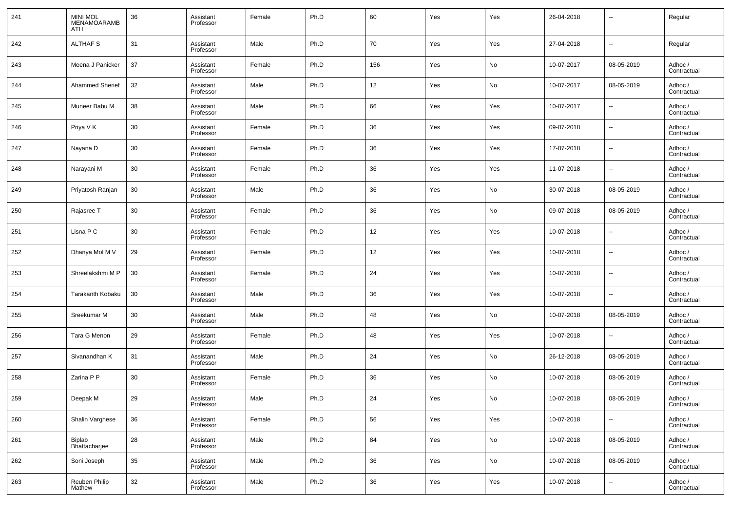| | | | | | | | | | | | |
|---|---|---|---|---|---|---|---|---|---|---|---|
| 241 | MINI MOL MENAMOARAMBATH | 36 | Assistant Professor | Female | Ph.D | 60 | Yes | Yes | 26-04-2018 | -- | Regular |
| 242 | ALTHAF S | 31 | Assistant Professor | Male | Ph.D | 70 | Yes | Yes | 27-04-2018 | -- | Regular |
| 243 | Meena J Panicker | 37 | Assistant Professor | Female | Ph.D | 156 | Yes | No | 10-07-2017 | 08-05-2019 | Adhoc / Contractual |
| 244 | Ahammed Sherief | 32 | Assistant Professor | Male | Ph.D | 12 | Yes | No | 10-07-2017 | 08-05-2019 | Adhoc / Contractual |
| 245 | Muneer Babu M | 38 | Assistant Professor | Male | Ph.D | 66 | Yes | Yes | 10-07-2017 | -- | Adhoc / Contractual |
| 246 | Priya V K | 30 | Assistant Professor | Female | Ph.D | 36 | Yes | Yes | 09-07-2018 | -- | Adhoc / Contractual |
| 247 | Nayana D | 30 | Assistant Professor | Female | Ph.D | 36 | Yes | Yes | 17-07-2018 | -- | Adhoc / Contractual |
| 248 | Narayani M | 30 | Assistant Professor | Female | Ph.D | 36 | Yes | Yes | 11-07-2018 | -- | Adhoc / Contractual |
| 249 | Priyatosh Ranjan | 30 | Assistant Professor | Male | Ph.D | 36 | Yes | No | 30-07-2018 | 08-05-2019 | Adhoc / Contractual |
| 250 | Rajasree T | 30 | Assistant Professor | Female | Ph.D | 36 | Yes | No | 09-07-2018 | 08-05-2019 | Adhoc / Contractual |
| 251 | Lisna P C | 30 | Assistant Professor | Female | Ph.D | 12 | Yes | Yes | 10-07-2018 | -- | Adhoc / Contractual |
| 252 | Dhanya Mol M V | 29 | Assistant Professor | Female | Ph.D | 12 | Yes | Yes | 10-07-2018 | -- | Adhoc / Contractual |
| 253 | Shreelakshmi M P | 30 | Assistant Professor | Female | Ph.D | 24 | Yes | Yes | 10-07-2018 | -- | Adhoc / Contractual |
| 254 | Tarakanth Kobaku | 30 | Assistant Professor | Male | Ph.D | 36 | Yes | Yes | 10-07-2018 | -- | Adhoc / Contractual |
| 255 | Sreekumar M | 30 | Assistant Professor | Male | Ph.D | 48 | Yes | No | 10-07-2018 | 08-05-2019 | Adhoc / Contractual |
| 256 | Tara G Menon | 29 | Assistant Professor | Female | Ph.D | 48 | Yes | Yes | 10-07-2018 | -- | Adhoc / Contractual |
| 257 | Sivanandhan K | 31 | Assistant Professor | Male | Ph.D | 24 | Yes | No | 26-12-2018 | 08-05-2019 | Adhoc / Contractual |
| 258 | Zarina P P | 30 | Assistant Professor | Female | Ph.D | 36 | Yes | No | 10-07-2018 | 08-05-2019 | Adhoc / Contractual |
| 259 | Deepak M | 29 | Assistant Professor | Male | Ph.D | 24 | Yes | No | 10-07-2018 | 08-05-2019 | Adhoc / Contractual |
| 260 | Shalin Varghese | 36 | Assistant Professor | Female | Ph.D | 56 | Yes | Yes | 10-07-2018 | -- | Adhoc / Contractual |
| 261 | Biplab Bhattacharjee | 28 | Assistant Professor | Male | Ph.D | 84 | Yes | No | 10-07-2018 | 08-05-2019 | Adhoc / Contractual |
| 262 | Soni Joseph | 35 | Assistant Professor | Male | Ph.D | 36 | Yes | No | 10-07-2018 | 08-05-2019 | Adhoc / Contractual |
| 263 | Reuben Philip Mathew | 32 | Assistant Professor | Male | Ph.D | 36 | Yes | Yes | 10-07-2018 | -- | Adhoc / Contractual |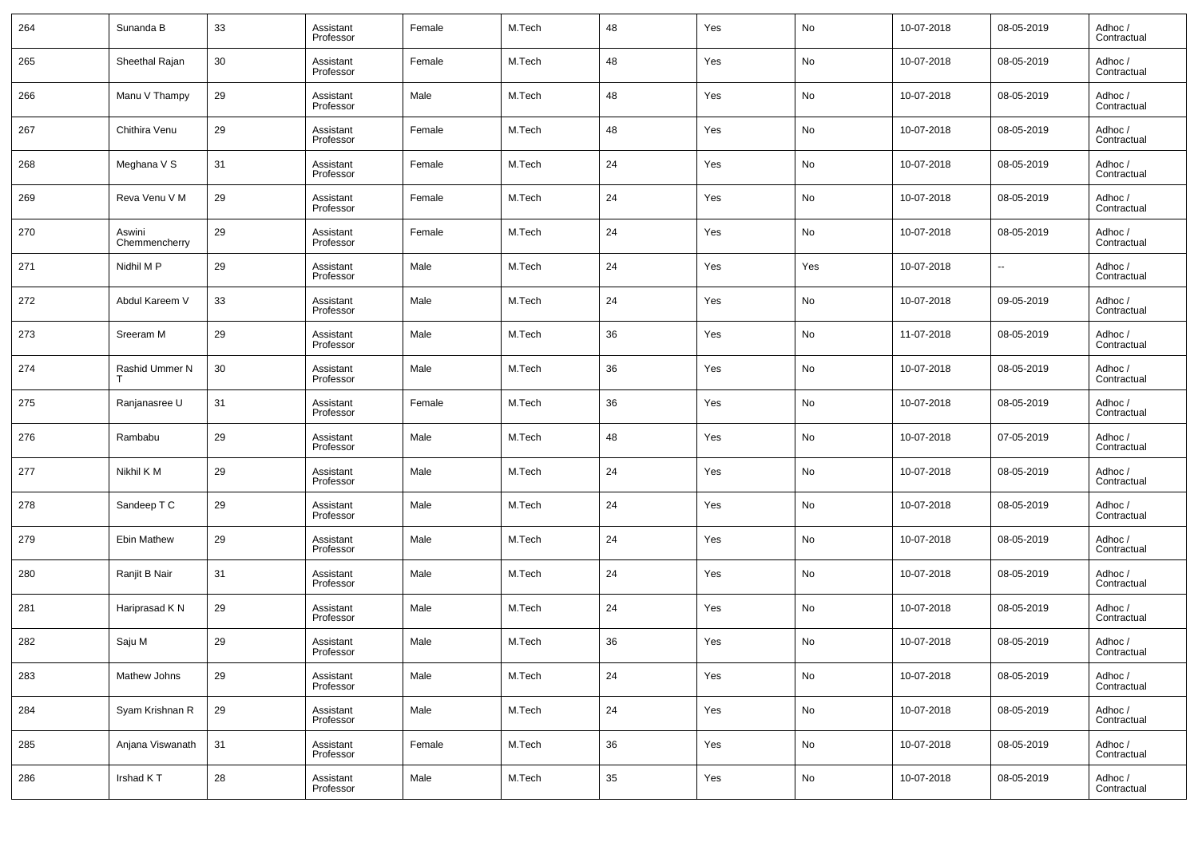| | | | | | | | | | | | |
|---|---|---|---|---|---|---|---|---|---|---|---|
| 264 | Sunanda B | 33 | Assistant Professor | Female | M.Tech | 48 | Yes | No | 10-07-2018 | 08-05-2019 | Adhoc / Contractual |
| 265 | Sheethal Rajan | 30 | Assistant Professor | Female | M.Tech | 48 | Yes | No | 10-07-2018 | 08-05-2019 | Adhoc / Contractual |
| 266 | Manu V Thampy | 29 | Assistant Professor | Male | M.Tech | 48 | Yes | No | 10-07-2018 | 08-05-2019 | Adhoc / Contractual |
| 267 | Chithira Venu | 29 | Assistant Professor | Female | M.Tech | 48 | Yes | No | 10-07-2018 | 08-05-2019 | Adhoc / Contractual |
| 268 | Meghana V S | 31 | Assistant Professor | Female | M.Tech | 24 | Yes | No | 10-07-2018 | 08-05-2019 | Adhoc / Contractual |
| 269 | Reva Venu V M | 29 | Assistant Professor | Female | M.Tech | 24 | Yes | No | 10-07-2018 | 08-05-2019 | Adhoc / Contractual |
| 270 | Aswini Chemmencherry | 29 | Assistant Professor | Female | M.Tech | 24 | Yes | No | 10-07-2018 | 08-05-2019 | Adhoc / Contractual |
| 271 | Nidhil M P | 29 | Assistant Professor | Male | M.Tech | 24 | Yes | Yes | 10-07-2018 | -- | Adhoc / Contractual |
| 272 | Abdul Kareem V | 33 | Assistant Professor | Male | M.Tech | 24 | Yes | No | 10-07-2018 | 09-05-2019 | Adhoc / Contractual |
| 273 | Sreeram M | 29 | Assistant Professor | Male | M.Tech | 36 | Yes | No | 11-07-2018 | 08-05-2019 | Adhoc / Contractual |
| 274 | Rashid Ummer N T | 30 | Assistant Professor | Male | M.Tech | 36 | Yes | No | 10-07-2018 | 08-05-2019 | Adhoc / Contractual |
| 275 | Ranjanasree U | 31 | Assistant Professor | Female | M.Tech | 36 | Yes | No | 10-07-2018 | 08-05-2019 | Adhoc / Contractual |
| 276 | Rambabu | 29 | Assistant Professor | Male | M.Tech | 48 | Yes | No | 10-07-2018 | 07-05-2019 | Adhoc / Contractual |
| 277 | Nikhil K M | 29 | Assistant Professor | Male | M.Tech | 24 | Yes | No | 10-07-2018 | 08-05-2019 | Adhoc / Contractual |
| 278 | Sandeep T C | 29 | Assistant Professor | Male | M.Tech | 24 | Yes | No | 10-07-2018 | 08-05-2019 | Adhoc / Contractual |
| 279 | Ebin Mathew | 29 | Assistant Professor | Male | M.Tech | 24 | Yes | No | 10-07-2018 | 08-05-2019 | Adhoc / Contractual |
| 280 | Ranjit B Nair | 31 | Assistant Professor | Male | M.Tech | 24 | Yes | No | 10-07-2018 | 08-05-2019 | Adhoc / Contractual |
| 281 | Hariprasad K N | 29 | Assistant Professor | Male | M.Tech | 24 | Yes | No | 10-07-2018 | 08-05-2019 | Adhoc / Contractual |
| 282 | Saju M | 29 | Assistant Professor | Male | M.Tech | 36 | Yes | No | 10-07-2018 | 08-05-2019 | Adhoc / Contractual |
| 283 | Mathew Johns | 29 | Assistant Professor | Male | M.Tech | 24 | Yes | No | 10-07-2018 | 08-05-2019 | Adhoc / Contractual |
| 284 | Syam Krishnan R | 29 | Assistant Professor | Male | M.Tech | 24 | Yes | No | 10-07-2018 | 08-05-2019 | Adhoc / Contractual |
| 285 | Anjana Viswanath | 31 | Assistant Professor | Female | M.Tech | 36 | Yes | No | 10-07-2018 | 08-05-2019 | Adhoc / Contractual |
| 286 | Irshad K T | 28 | Assistant Professor | Male | M.Tech | 35 | Yes | No | 10-07-2018 | 08-05-2019 | Adhoc / Contractual |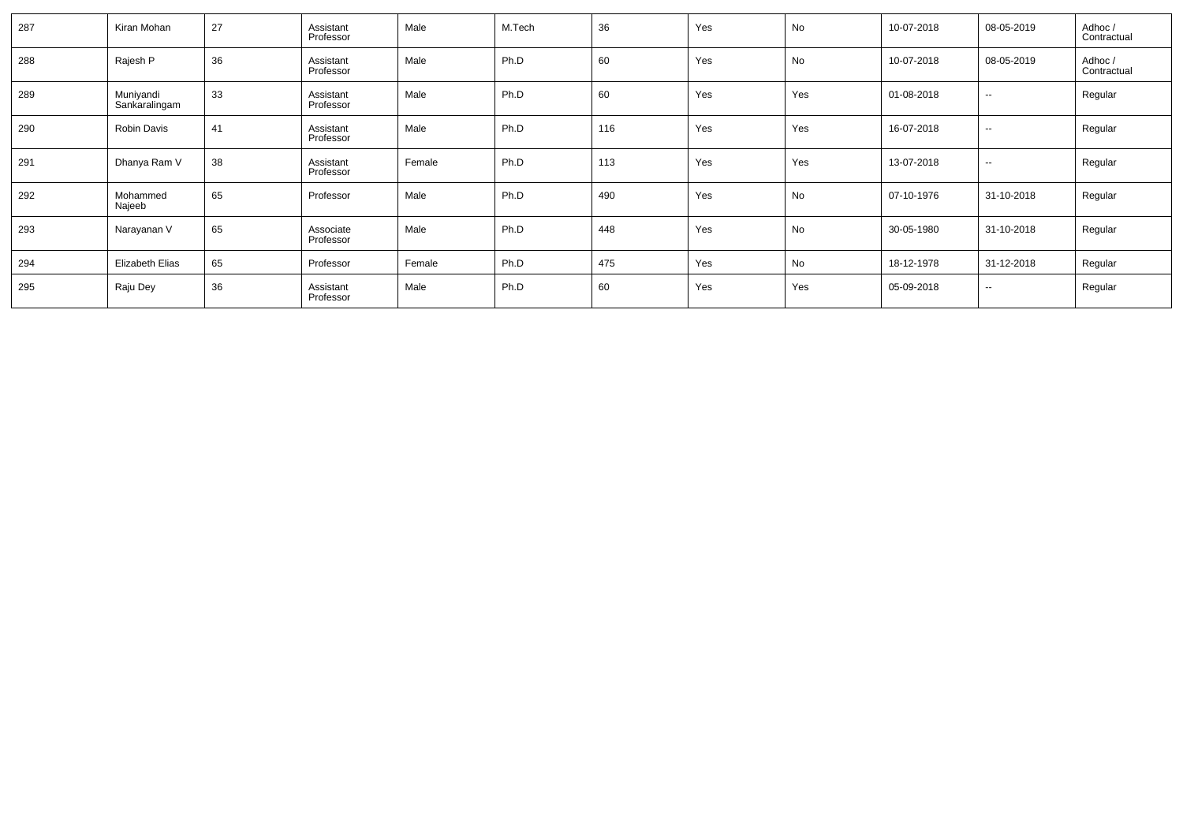| | | | | | | | | | | | |
|---|---|---|---|---|---|---|---|---|---|---|---|
| 287 | Kiran Mohan | 27 | Assistant Professor | Male | M.Tech | 36 | Yes | No | 10-07-2018 | 08-05-2019 | Adhoc / Contractual |
| 288 | Rajesh P | 36 | Assistant Professor | Male | Ph.D | 60 | Yes | No | 10-07-2018 | 08-05-2019 | Adhoc / Contractual |
| 289 | Muniyandi Sankaralingam | 33 | Assistant Professor | Male | Ph.D | 60 | Yes | Yes | 01-08-2018 | -- | Regular |
| 290 | Robin Davis | 41 | Assistant Professor | Male | Ph.D | 116 | Yes | Yes | 16-07-2018 | -- | Regular |
| 291 | Dhanya Ram V | 38 | Assistant Professor | Female | Ph.D | 113 | Yes | Yes | 13-07-2018 | -- | Regular |
| 292 | Mohammed Najeeb | 65 | Professor | Male | Ph.D | 490 | Yes | No | 07-10-1976 | 31-10-2018 | Regular |
| 293 | Narayanan V | 65 | Associate Professor | Male | Ph.D | 448 | Yes | No | 30-05-1980 | 31-10-2018 | Regular |
| 294 | Elizabeth Elias | 65 | Professor | Female | Ph.D | 475 | Yes | No | 18-12-1978 | 31-12-2018 | Regular |
| 295 | Raju Dey | 36 | Assistant Professor | Male | Ph.D | 60 | Yes | Yes | 05-09-2018 | -- | Regular |